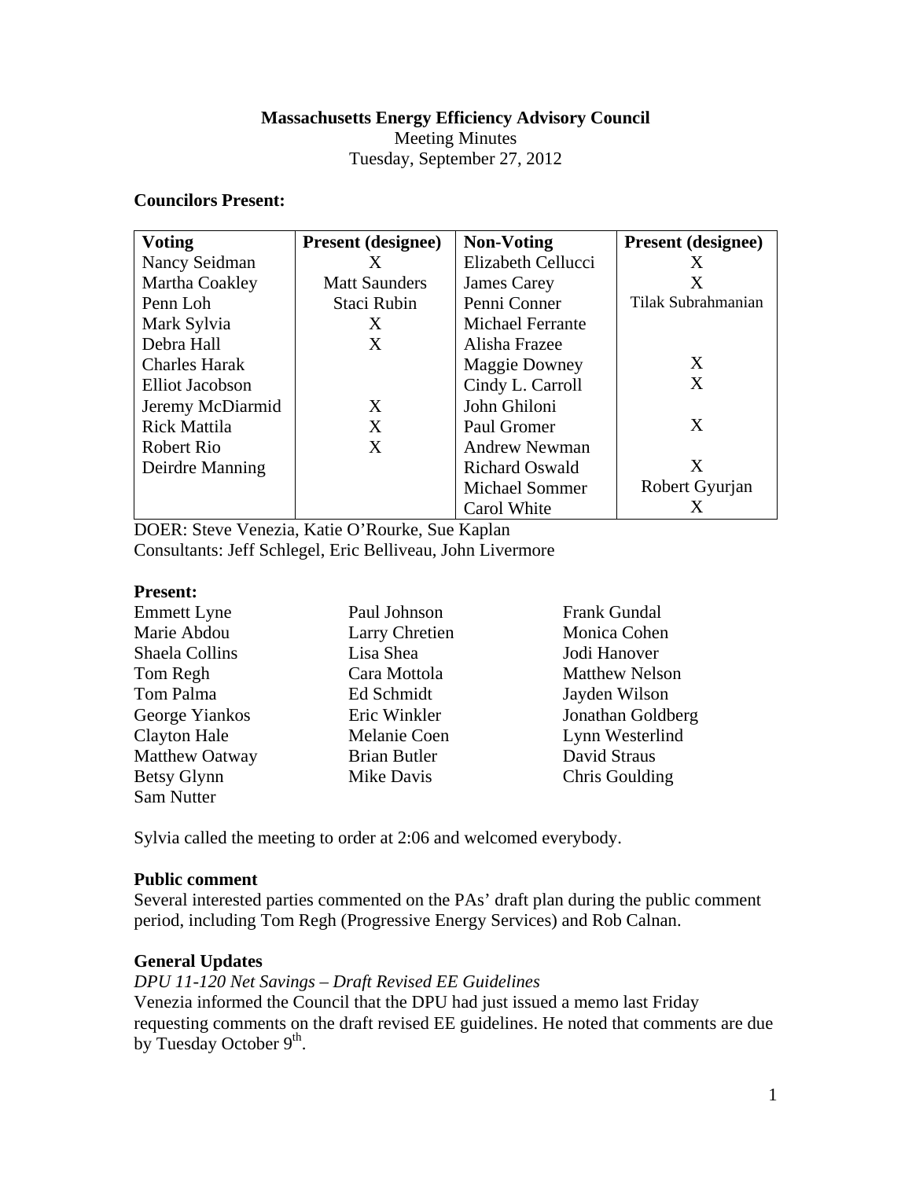**Massachusetts Energy Efficiency Advisory Council**

Meeting Minutes

Tuesday, September 27, 2012

**Councilors Present:**

| Voting | Present (designee) | Non-Voting | Present (designee) |
|---|---|---|---|
| Nancy Seidman | X | Elizabeth Cellucci | X |
| Martha Coakley | Matt Saunders | James Carey | X |
| Penn Loh | Staci Rubin | Penni Conner | Tilak Subrahmanian |
| Mark Sylvia | X | Michael Ferrante | |
| Debra Hall | X | Alisha Frazee | |
| Charles Harak | | Maggie Downey | X |
| Elliot Jacobson | | Cindy L. Carroll | X |
| Jeremy McDiarmid | X | John Ghiloni | |
| Rick Mattila | X | Paul Gromer | X |
| Robert Rio | X | Andrew Newman | |
| Deirdre Manning | | Richard Oswald | X |
| | | Michael Sommer | Robert Gyurjan |
| | | Carol White | X |

DOER: Steve Venezia, Katie O'Rourke, Sue Kaplan

Consultants: Jeff Schlegel, Eric Belliveau, John Livermore

**Present:**

Emmett Lyne
Marie Abdou
Shaela Collins
Tom Regh
Tom Palma
George Yiankos
Clayton Hale
Matthew Oatway
Betsy Glynn
Sam Nutter
Paul Johnson
Larry Chretien
Lisa Shea
Cara Mottola
Ed Schmidt
Eric Winkler
Melanie Coen
Brian Butler
Mike Davis
Frank Gundal
Monica Cohen
Jodi Hanover
Matthew Nelson
Jayden Wilson
Jonathan Goldberg
Lynn Westerlind
David Straus
Chris Goulding

Sylvia called the meeting to order at 2:06 and welcomed everybody.

**Public comment**

Several interested parties commented on the PAs' draft plan during the public comment period, including Tom Regh (Progressive Energy Services) and Rob Calnan.

**General Updates**

*DPU 11-120 Net Savings – Draft Revised EE Guidelines*

Venezia informed the Council that the DPU had just issued a memo last Friday requesting comments on the draft revised EE guidelines. He noted that comments are due by Tuesday October 9th.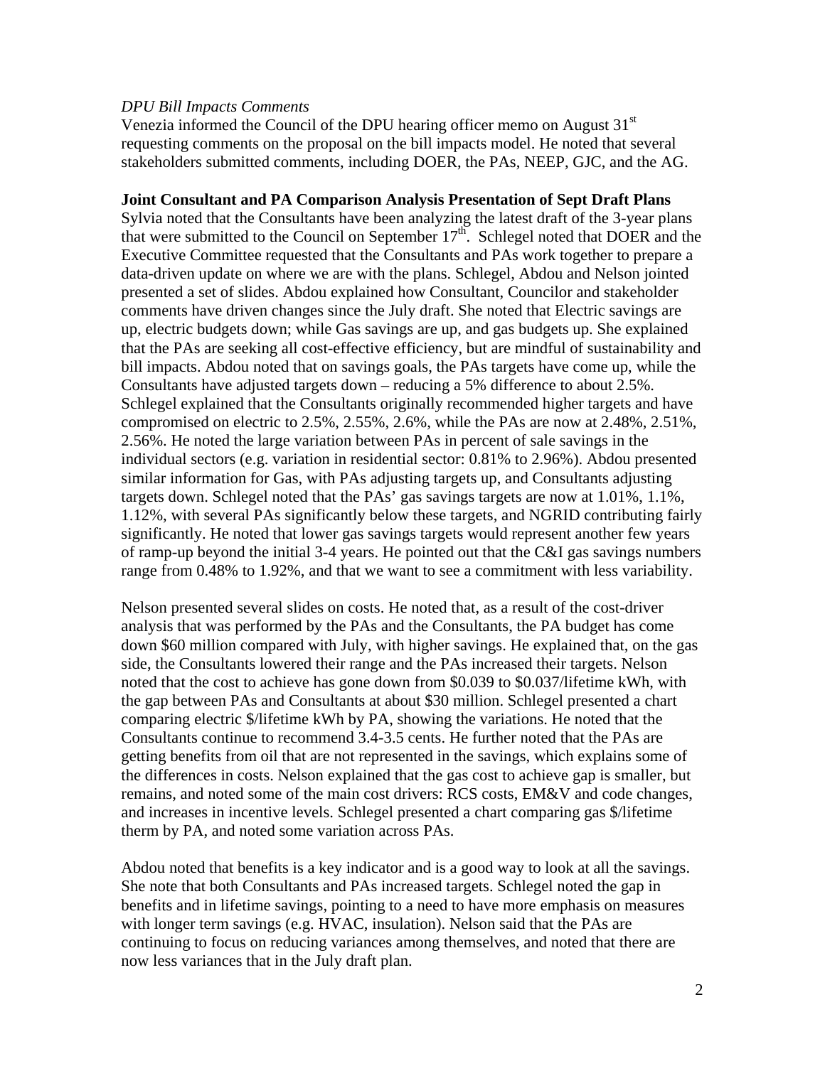*DPU Bill Impacts Comments*

Venezia informed the Council of the DPU hearing officer memo on August 31st requesting comments on the proposal on the bill impacts model. He noted that several stakeholders submitted comments, including DOER, the PAs, NEEP, GJC, and the AG.

**Joint Consultant and PA Comparison Analysis Presentation of Sept Draft Plans**

Sylvia noted that the Consultants have been analyzing the latest draft of the 3-year plans that were submitted to the Council on September 17th. Schlegel noted that DOER and the Executive Committee requested that the Consultants and PAs work together to prepare a data-driven update on where we are with the plans. Schlegel, Abdou and Nelson jointed presented a set of slides. Abdou explained how Consultant, Councilor and stakeholder comments have driven changes since the July draft. She noted that Electric savings are up, electric budgets down; while Gas savings are up, and gas budgets up. She explained that the PAs are seeking all cost-effective efficiency, but are mindful of sustainability and bill impacts. Abdou noted that on savings goals, the PAs targets have come up, while the Consultants have adjusted targets down – reducing a 5% difference to about 2.5%. Schlegel explained that the Consultants originally recommended higher targets and have compromised on electric to 2.5%, 2.55%, 2.6%, while the PAs are now at 2.48%, 2.51%, 2.56%. He noted the large variation between PAs in percent of sale savings in the individual sectors (e.g. variation in residential sector: 0.81% to 2.96%). Abdou presented similar information for Gas, with PAs adjusting targets up, and Consultants adjusting targets down. Schlegel noted that the PAs' gas savings targets are now at 1.01%, 1.1%, 1.12%, with several PAs significantly below these targets, and NGRID contributing fairly significantly. He noted that lower gas savings targets would represent another few years of ramp-up beyond the initial 3-4 years. He pointed out that the C&I gas savings numbers range from 0.48% to 1.92%, and that we want to see a commitment with less variability.

Nelson presented several slides on costs. He noted that, as a result of the cost-driver analysis that was performed by the PAs and the Consultants, the PA budget has come down $60 million compared with July, with higher savings. He explained that, on the gas side, the Consultants lowered their range and the PAs increased their targets. Nelson noted that the cost to achieve has gone down from $0.039 to $0.037/lifetime kWh, with the gap between PAs and Consultants at about $30 million. Schlegel presented a chart comparing electric $/lifetime kWh by PA, showing the variations. He noted that the Consultants continue to recommend 3.4-3.5 cents. He further noted that the PAs are getting benefits from oil that are not represented in the savings, which explains some of the differences in costs. Nelson explained that the gas cost to achieve gap is smaller, but remains, and noted some of the main cost drivers: RCS costs, EM&V and code changes, and increases in incentive levels. Schlegel presented a chart comparing gas $/lifetime therm by PA, and noted some variation across PAs.

Abdou noted that benefits is a key indicator and is a good way to look at all the savings. She note that both Consultants and PAs increased targets. Schlegel noted the gap in benefits and in lifetime savings, pointing to a need to have more emphasis on measures with longer term savings (e.g. HVAC, insulation). Nelson said that the PAs are continuing to focus on reducing variances among themselves, and noted that there are now less variances that in the July draft plan.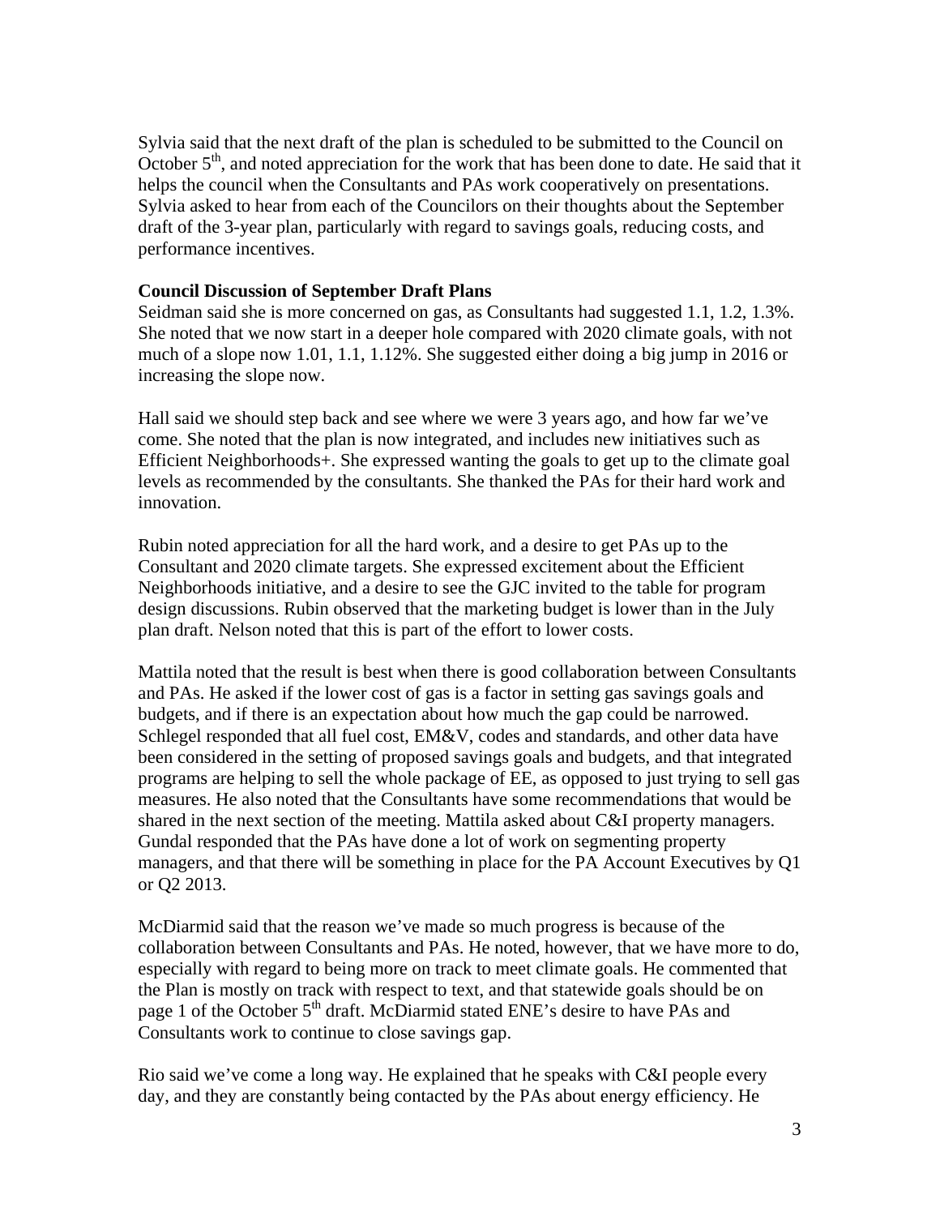Sylvia said that the next draft of the plan is scheduled to be submitted to the Council on October 5th, and noted appreciation for the work that has been done to date. He said that it helps the council when the Consultants and PAs work cooperatively on presentations. Sylvia asked to hear from each of the Councilors on their thoughts about the September draft of the 3-year plan, particularly with regard to savings goals, reducing costs, and performance incentives.

**Council Discussion of September Draft Plans**

Seidman said she is more concerned on gas, as Consultants had suggested 1.1, 1.2, 1.3%. She noted that we now start in a deeper hole compared with 2020 climate goals, with not much of a slope now 1.01, 1.1, 1.12%. She suggested either doing a big jump in 2016 or increasing the slope now.

Hall said we should step back and see where we were 3 years ago, and how far we've come. She noted that the plan is now integrated, and includes new initiatives such as Efficient Neighborhoods+. She expressed wanting the goals to get up to the climate goal levels as recommended by the consultants. She thanked the PAs for their hard work and innovation.

Rubin noted appreciation for all the hard work, and a desire to get PAs up to the Consultant and 2020 climate targets. She expressed excitement about the Efficient Neighborhoods initiative, and a desire to see the GJC invited to the table for program design discussions. Rubin observed that the marketing budget is lower than in the July plan draft. Nelson noted that this is part of the effort to lower costs.

Mattila noted that the result is best when there is good collaboration between Consultants and PAs. He asked if the lower cost of gas is a factor in setting gas savings goals and budgets, and if there is an expectation about how much the gap could be narrowed. Schlegel responded that all fuel cost, EM&V, codes and standards, and other data have been considered in the setting of proposed savings goals and budgets, and that integrated programs are helping to sell the whole package of EE, as opposed to just trying to sell gas measures. He also noted that the Consultants have some recommendations that would be shared in the next section of the meeting. Mattila asked about C&I property managers. Gundal responded that the PAs have done a lot of work on segmenting property managers, and that there will be something in place for the PA Account Executives by Q1 or Q2 2013.

McDiarmid said that the reason we've made so much progress is because of the collaboration between Consultants and PAs. He noted, however, that we have more to do, especially with regard to being more on track to meet climate goals. He commented that the Plan is mostly on track with respect to text, and that statewide goals should be on page 1 of the October 5th draft. McDiarmid stated ENE's desire to have PAs and Consultants work to continue to close savings gap.

Rio said we've come a long way. He explained that he speaks with C&I people every day, and they are constantly being contacted by the PAs about energy efficiency. He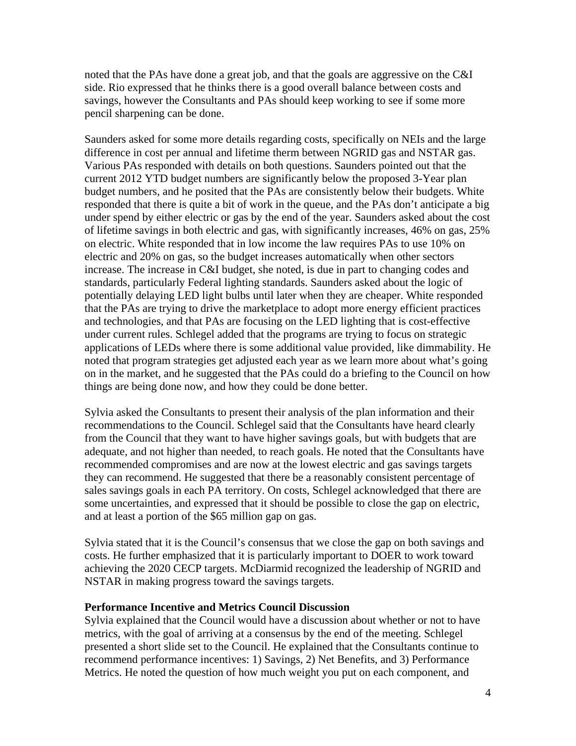noted that the PAs have done a great job, and that the goals are aggressive on the C&I side. Rio expressed that he thinks there is a good overall balance between costs and savings, however the Consultants and PAs should keep working to see if some more pencil sharpening can be done.

Saunders asked for some more details regarding costs, specifically on NEIs and the large difference in cost per annual and lifetime therm between NGRID gas and NSTAR gas. Various PAs responded with details on both questions. Saunders pointed out that the current 2012 YTD budget numbers are significantly below the proposed 3-Year plan budget numbers, and he posited that the PAs are consistently below their budgets. White responded that there is quite a bit of work in the queue, and the PAs don't anticipate a big under spend by either electric or gas by the end of the year. Saunders asked about the cost of lifetime savings in both electric and gas, with significantly increases, 46% on gas, 25% on electric. White responded that in low income the law requires PAs to use 10% on electric and 20% on gas, so the budget increases automatically when other sectors increase. The increase in C&I budget, she noted, is due in part to changing codes and standards, particularly Federal lighting standards. Saunders asked about the logic of potentially delaying LED light bulbs until later when they are cheaper. White responded that the PAs are trying to drive the marketplace to adopt more energy efficient practices and technologies, and that PAs are focusing on the LED lighting that is cost-effective under current rules. Schlegel added that the programs are trying to focus on strategic applications of LEDs where there is some additional value provided, like dimmability. He noted that program strategies get adjusted each year as we learn more about what's going on in the market, and he suggested that the PAs could do a briefing to the Council on how things are being done now, and how they could be done better.

Sylvia asked the Consultants to present their analysis of the plan information and their recommendations to the Council. Schlegel said that the Consultants have heard clearly from the Council that they want to have higher savings goals, but with budgets that are adequate, and not higher than needed, to reach goals. He noted that the Consultants have recommended compromises and are now at the lowest electric and gas savings targets they can recommend. He suggested that there be a reasonably consistent percentage of sales savings goals in each PA territory. On costs, Schlegel acknowledged that there are some uncertainties, and expressed that it should be possible to close the gap on electric, and at least a portion of the $65 million gap on gas.

Sylvia stated that it is the Council's consensus that we close the gap on both savings and costs. He further emphasized that it is particularly important to DOER to work toward achieving the 2020 CECP targets. McDiarmid recognized the leadership of NGRID and NSTAR in making progress toward the savings targets.

**Performance Incentive and Metrics Council Discussion**

Sylvia explained that the Council would have a discussion about whether or not to have metrics, with the goal of arriving at a consensus by the end of the meeting. Schlegel presented a short slide set to the Council. He explained that the Consultants continue to recommend performance incentives: 1) Savings, 2) Net Benefits, and 3) Performance Metrics. He noted the question of how much weight you put on each component, and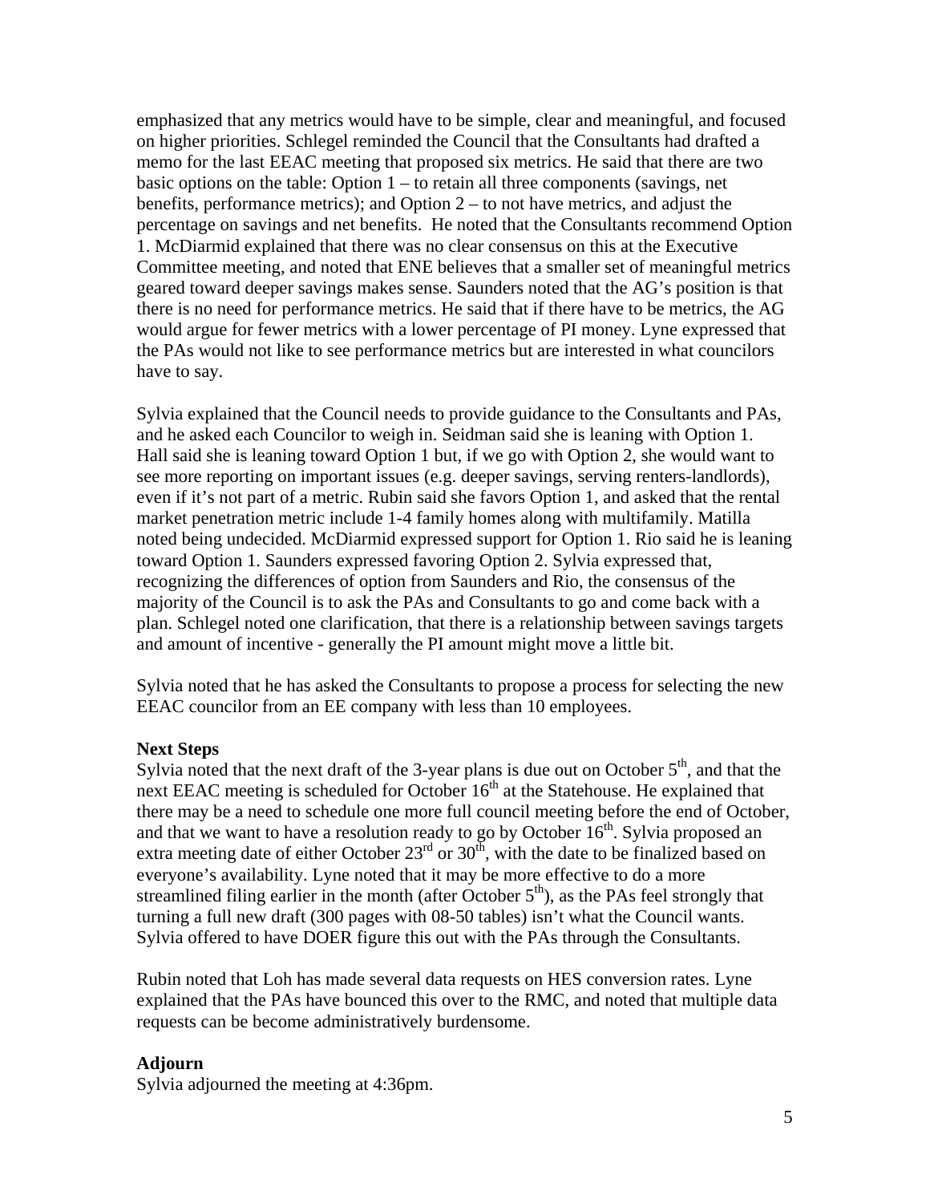emphasized that any metrics would have to be simple, clear and meaningful, and focused on higher priorities. Schlegel reminded the Council that the Consultants had drafted a memo for the last EEAC meeting that proposed six metrics. He said that there are two basic options on the table: Option 1 – to retain all three components (savings, net benefits, performance metrics); and Option 2 – to not have metrics, and adjust the percentage on savings and net benefits. He noted that the Consultants recommend Option 1. McDiarmid explained that there was no clear consensus on this at the Executive Committee meeting, and noted that ENE believes that a smaller set of meaningful metrics geared toward deeper savings makes sense. Saunders noted that the AG's position is that there is no need for performance metrics. He said that if there have to be metrics, the AG would argue for fewer metrics with a lower percentage of PI money. Lyne expressed that the PAs would not like to see performance metrics but are interested in what councilors have to say.

Sylvia explained that the Council needs to provide guidance to the Consultants and PAs, and he asked each Councilor to weigh in. Seidman said she is leaning with Option 1. Hall said she is leaning toward Option 1 but, if we go with Option 2, she would want to see more reporting on important issues (e.g. deeper savings, serving renters-landlords), even if it's not part of a metric. Rubin said she favors Option 1, and asked that the rental market penetration metric include 1-4 family homes along with multifamily. Matilla noted being undecided. McDiarmid expressed support for Option 1. Rio said he is leaning toward Option 1. Saunders expressed favoring Option 2. Sylvia expressed that, recognizing the differences of option from Saunders and Rio, the consensus of the majority of the Council is to ask the PAs and Consultants to go and come back with a plan. Schlegel noted one clarification, that there is a relationship between savings targets and amount of incentive - generally the PI amount might move a little bit.

Sylvia noted that he has asked the Consultants to propose a process for selecting the new EEAC councilor from an EE company with less than 10 employees.

**Next Steps**
Sylvia noted that the next draft of the 3-year plans is due out on October 5th, and that the next EEAC meeting is scheduled for October 16th at the Statehouse. He explained that there may be a need to schedule one more full council meeting before the end of October, and that we want to have a resolution ready to go by October 16th. Sylvia proposed an extra meeting date of either October 23rd or 30th, with the date to be finalized based on everyone's availability. Lyne noted that it may be more effective to do a more streamlined filing earlier in the month (after October 5th), as the PAs feel strongly that turning a full new draft (300 pages with 08-50 tables) isn't what the Council wants. Sylvia offered to have DOER figure this out with the PAs through the Consultants.

Rubin noted that Loh has made several data requests on HES conversion rates. Lyne explained that the PAs have bounced this over to the RMC, and noted that multiple data requests can be become administratively burdensome.

**Adjourn**
Sylvia adjourned the meeting at 4:36pm.